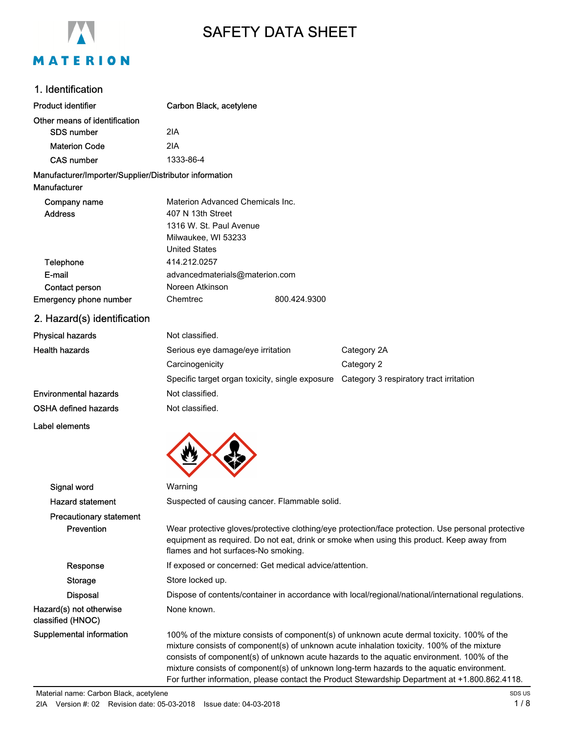# SAFETY DATA SHEET

## 1. Identification

**Product identifier** Carbon Black, acetylene

**Other means of identification**

| | |
|---|---|
| SDS number | 2IA |
| Materion Code | 2IA |
| CAS number | 1333-86-4 |

**Manufacturer/Importer/Supplier/Distributor information**

**Manufacturer**

| | |
|---|---|
| Company name | Materion Advanced Chemicals Inc. |
| Address | 407 N 13th Street<br>1316 W. St. Paul Avenue<br>Milwaukee, WI 53233<br>United States |
| Telephone | 414.212.0257 |
| E-mail | advancedmaterials@materion.com |
| Contact person | Noreen Atkinson |
| Emergency phone number | Chemtrec 800.424.9300 |

## 2. Hazard(s) identification

| | | |
|---|---|---|
| Physical hazards | Not classified. | |
| Health hazards | Serious eye damage/eye irritation | Category 2A |
| | Carcinogenicity | Category 2 |
| | Specific target organ toxicity, single exposure | Category 3 respiratory tract irritation |
| Environmental hazards | Not classified. | |
| OSHA defined hazards | Not classified. | |

**Label elements**

**Signal word** Warning

**Hazard statement** Suspected of causing cancer. Flammable solid.

**Precautionary statement**

**Prevention** Wear protective gloves/protective clothing/eye protection/face protection. Use personal protective equipment as required. Do not eat, drink or smoke when using this product. Keep away from flames and hot surfaces-No smoking.

**Response** If exposed or concerned: Get medical advice/attention.

**Storage** Store locked up.

**Disposal** Dispose of contents/container in accordance with local/regional/national/international regulations.

**Hazard(s) not otherwise classified (HNOC)** None known.

**Supplemental information** 100% of the mixture consists of component(s) of unknown acute dermal toxicity. 100% of the mixture consists of component(s) of unknown acute inhalation toxicity. 100% of the mixture consists of component(s) of unknown acute hazards to the aquatic environment. 100% of the mixture consists of component(s) of unknown long-term hazards to the aquatic environment. For further information, please contact the Product Stewardship Department at +1.800.862.4118.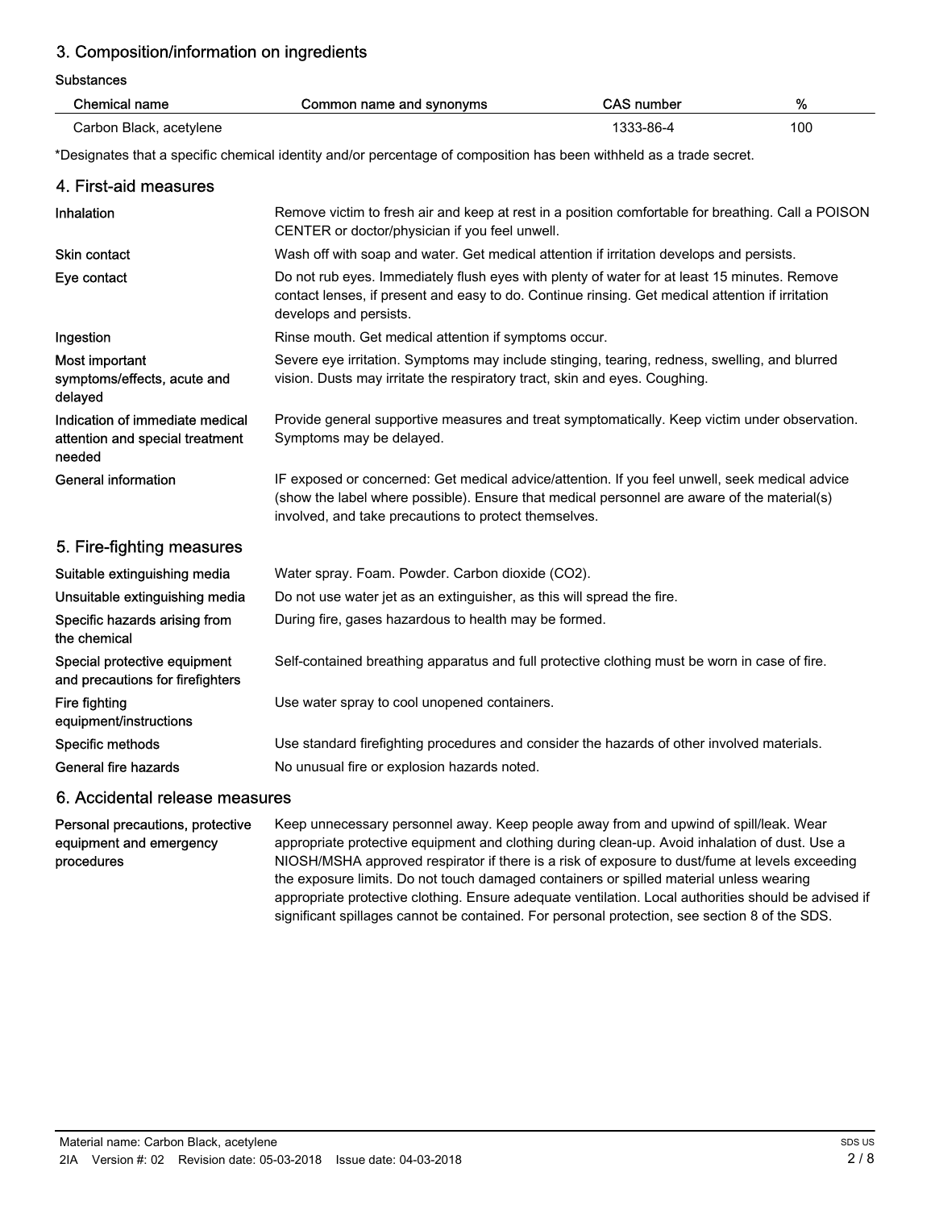## 3. Composition/information on ingredients

Substances

| Chemical name | Common name and synonyms | CAS number | % |
|---|---|---|---|
| Carbon Black, acetylene | | 1333-86-4 | 100 |

*Designates that a specific chemical identity and/or percentage of composition has been withheld as a trade secret.

## 4. First-aid measures

| | |
|---|---|
| **Inhalation** | Remove victim to fresh air and keep at rest in a position comfortable for breathing. Call a POISON CENTER or doctor/physician if you feel unwell. |
| **Skin contact** | Wash off with soap and water. Get medical attention if irritation develops and persists. |
| **Eye contact** | Do not rub eyes. Immediately flush eyes with plenty of water for at least 15 minutes. Remove contact lenses, if present and easy to do. Continue rinsing. Get medical attention if irritation develops and persists. |
| **Ingestion** | Rinse mouth. Get medical attention if symptoms occur. |
| **Most important symptoms/effects, acute and delayed** | Severe eye irritation. Symptoms may include stinging, tearing, redness, swelling, and blurred vision. Dusts may irritate the respiratory tract, skin and eyes. Coughing. |
| **Indication of immediate medical attention and special treatment needed** | Provide general supportive measures and treat symptomatically. Keep victim under observation. Symptoms may be delayed. |
| **General information** | IF exposed or concerned: Get medical advice/attention. If you feel unwell, seek medical advice (show the label where possible). Ensure that medical personnel are aware of the material(s) involved, and take precautions to protect themselves. |

## 5. Fire-fighting measures

| | |
|---|---|
| **Suitable extinguishing media** | Water spray. Foam. Powder. Carbon dioxide ($CO_2$). |
| **Unsuitable extinguishing media** | Do not use water jet as an extinguisher, as this will spread the fire. |
| **Specific hazards arising from the chemical** | During fire, gases hazardous to health may be formed. |
| **Special protective equipment and precautions for firefighters** | Self-contained breathing apparatus and full protective clothing must be worn in case of fire. |
| **Fire fighting equipment/instructions** | Use water spray to cool unopened containers. |
| **Specific methods** | Use standard firefighting procedures and consider the hazards of other involved materials. |
| **General fire hazards** | No unusual fire or explosion hazards noted. |

## 6. Accidental release measures

| | |
|---|---|
| **Personal precautions, protective equipment and emergency procedures** | Keep unnecessary personnel away. Keep people away from and upwind of spill/leak. Wear appropriate protective equipment and clothing during clean-up. Avoid inhalation of dust. Use a NIOSH/MSHA approved respirator if there is a risk of exposure to dust/fume at levels exceeding the exposure limits. Do not touch damaged containers or spilled material unless wearing appropriate protective clothing. Ensure adequate ventilation. Local authorities should be advised if significant spillages cannot be contained. For personal protection, see section 8 of the SDS. |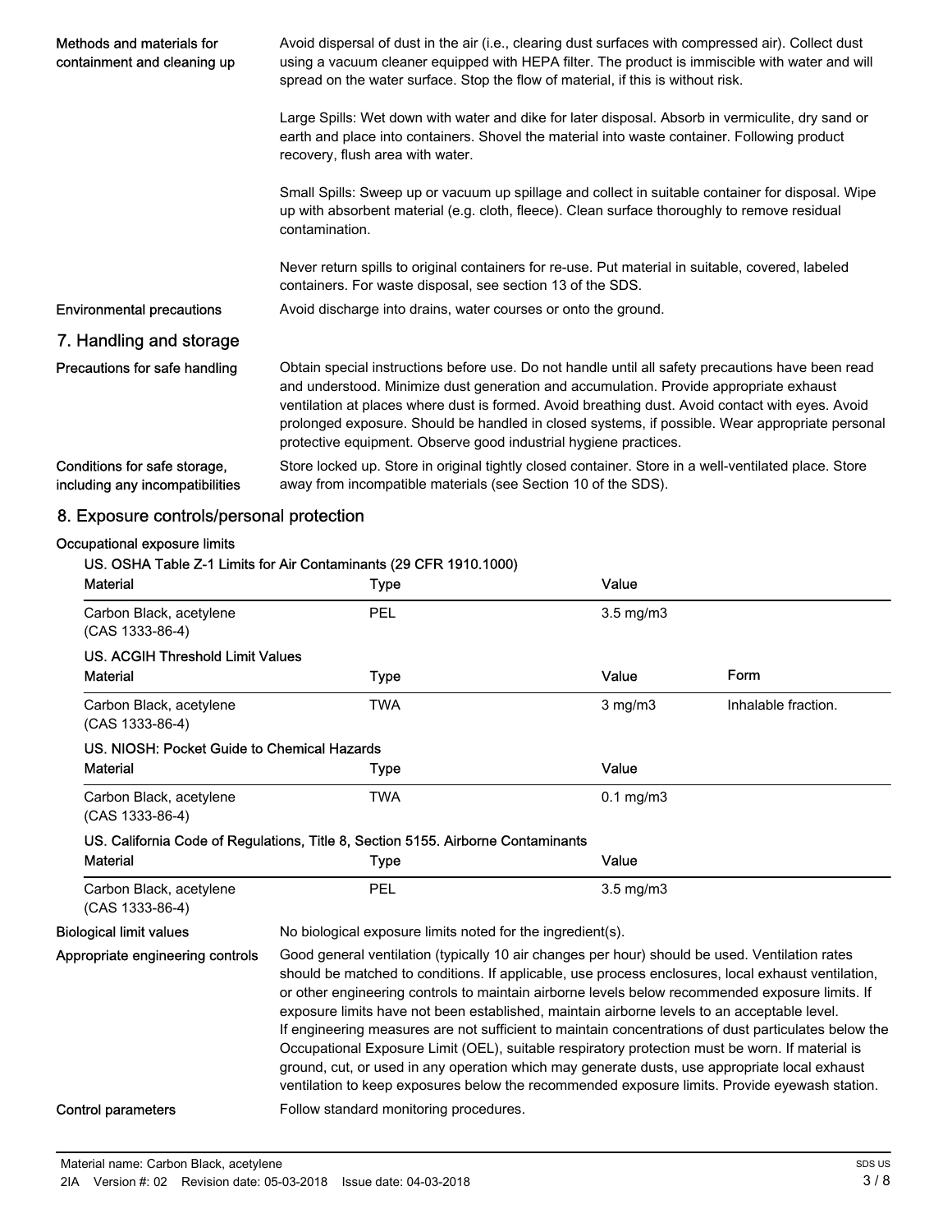**Methods and materials for containment and cleaning up**

Avoid dispersal of dust in the air (i.e., clearing dust surfaces with compressed air). Collect dust using a vacuum cleaner equipped with HEPA filter. The product is immiscible with water and will spread on the water surface. Stop the flow of material, if this is without risk.

Large Spills: Wet down with water and dike for later disposal. Absorb in vermiculite, dry sand or earth and place into containers. Shovel the material into waste container. Following product recovery, flush area with water.

Small Spills: Sweep up or vacuum up spillage and collect in suitable container for disposal. Wipe up with absorbent material (e.g. cloth, fleece). Clean surface thoroughly to remove residual contamination.

Never return spills to original containers for re-use. Put material in suitable, covered, labeled containers. For waste disposal, see section 13 of the SDS.

**Environmental precautions**

Avoid discharge into drains, water courses or onto the ground.

## 7. Handling and storage

**Precautions for safe handling**

Obtain special instructions before use. Do not handle until all safety precautions have been read and understood. Minimize dust generation and accumulation. Provide appropriate exhaust ventilation at places where dust is formed. Avoid breathing dust. Avoid contact with eyes. Avoid prolonged exposure. Should be handled in closed systems, if possible. Wear appropriate personal protective equipment. Observe good industrial hygiene practices.

**Conditions for safe storage, including any incompatibilities**

Store locked up. Store in original tightly closed container. Store in a well-ventilated place. Store away from incompatible materials (see Section 10 of the SDS).

## 8. Exposure controls/personal protection

**Occupational exposure limits**

US. OSHA Table Z-1 Limits for Air Contaminants (29 CFR 1910.1000)

| Material | Type | Value |
|---|---|---|
| Carbon Black, acetylene (CAS 1333-86-4) | PEL | 3.5 mg/m3 |

US. ACGIH Threshold Limit Values

| Material | Type | Value | Form |
|---|---|---|---|
| Carbon Black, acetylene (CAS 1333-86-4) | TWA | 3 mg/m3 | Inhalable fraction. |

US. NIOSH: Pocket Guide to Chemical Hazards

| Material | Type | Value |
|---|---|---|
| Carbon Black, acetylene (CAS 1333-86-4) | TWA | 0.1 mg/m3 |

US. California Code of Regulations, Title 8, Section 5155. Airborne Contaminants

| Material | Type | Value |
|---|---|---|
| Carbon Black, acetylene (CAS 1333-86-4) | PEL | 3.5 mg/m3 |

**Biological limit values**

No biological exposure limits noted for the ingredient(s).

**Appropriate engineering controls**

Good general ventilation (typically 10 air changes per hour) should be used. Ventilation rates should be matched to conditions. If applicable, use process enclosures, local exhaust ventilation, or other engineering controls to maintain airborne levels below recommended exposure limits. If exposure limits have not been established, maintain airborne levels to an acceptable level. If engineering measures are not sufficient to maintain concentrations of dust particulates below the Occupational Exposure Limit (OEL), suitable respiratory protection must be worn. If material is ground, cut, or used in any operation which may generate dusts, use appropriate local exhaust ventilation to keep exposures below the recommended exposure limits. Provide eyewash station.

**Control parameters**

Follow standard monitoring procedures.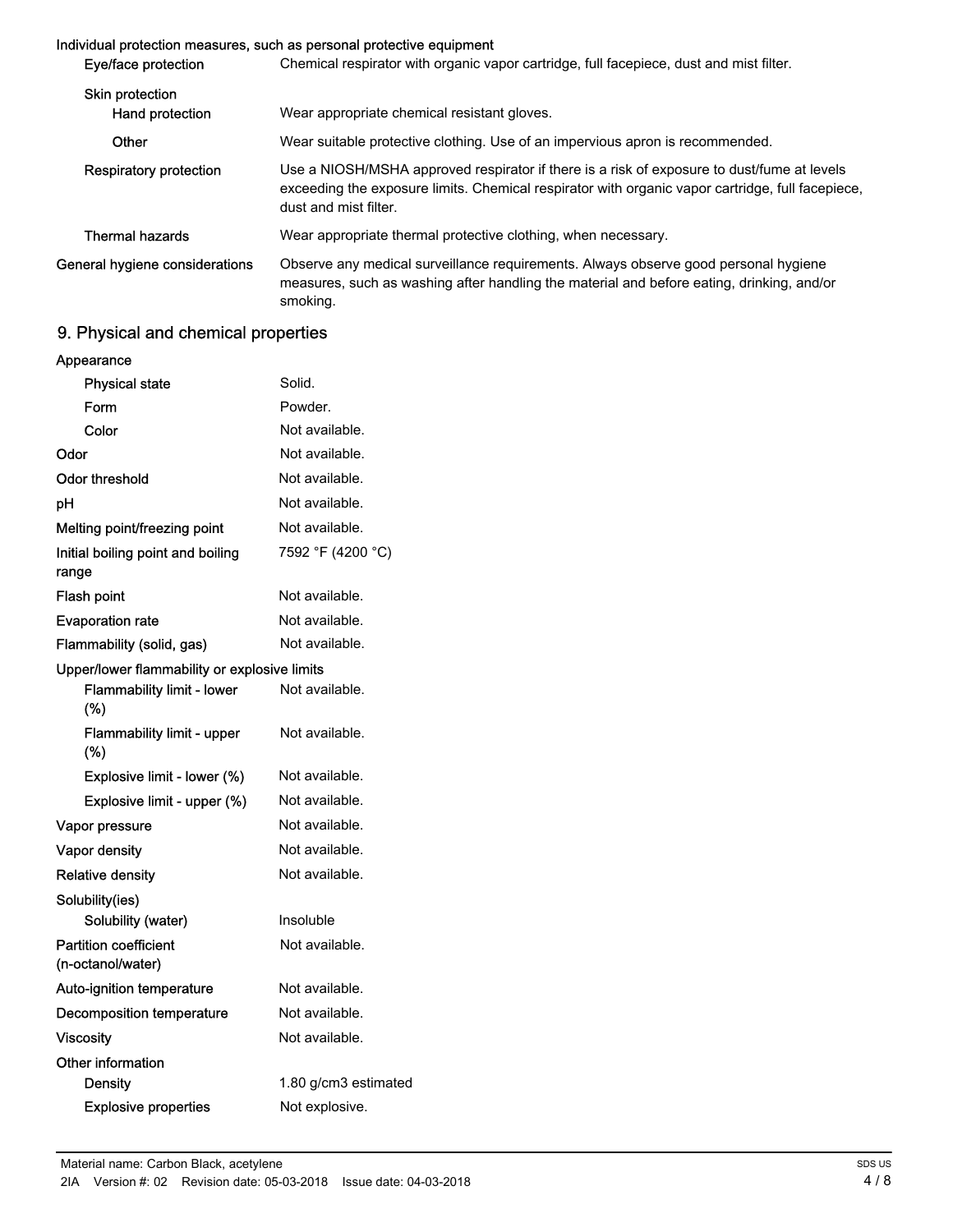**Individual protection measures, such as personal protective equipment**

| | |
|---|---|
| Eye/face protection | Chemical respirator with organic vapor cartridge, full facepiece, dust and mist filter. |
| Skin protection | |
| Hand protection | Wear appropriate chemical resistant gloves. |
| Other | Wear suitable protective clothing. Use of an impervious apron is recommended. |
| Respiratory protection | Use a NIOSH/MSHA approved respirator if there is a risk of exposure to dust/fume at levels exceeding the exposure limits. Chemical respirator with organic vapor cartridge, full facepiece, dust and mist filter. |
| Thermal hazards | Wear appropriate thermal protective clothing, when necessary. |
| General hygiene considerations | Observe any medical surveillance requirements. Always observe good personal hygiene measures, such as washing after handling the material and before eating, drinking, and/or smoking. |

## 9. Physical and chemical properties

| | |
|---|---|
| Appearance | |
| Physical state | Solid. |
| Form | Powder. |
| Color | Not available. |
| Odor | Not available. |
| Odor threshold | Not available. |
| pH | Not available. |
| Melting point/freezing point | Not available. |
| Initial boiling point and boiling range | 7592 °F (4200 °C) |
| Flash point | Not available. |
| Evaporation rate | Not available. |
| Flammability (solid, gas) | Not available. |
| Upper/lower flammability or explosive limits | |
| Flammability limit - lower (%) | Not available. |
| Flammability limit - upper (%) | Not available. |
| Explosive limit - lower (%) | Not available. |
| Explosive limit - upper (%) | Not available. |
| Vapor pressure | Not available. |
| Vapor density | Not available. |
| Relative density | Not available. |
| Solubility(ies) | |
| Solubility (water) | Insoluble |
| Partition coefficient (n-octanol/water) | Not available. |
| Auto-ignition temperature | Not available. |
| Decomposition temperature | Not available. |
| Viscosity | Not available. |
| Other information | |
| Density | 1.80 g/cm3 estimated |
| Explosive properties | Not explosive. |

Material name: Carbon Black, acetylene

2IA Version #: 02 Revision date: 05-03-2018 Issue date: 04-03-2018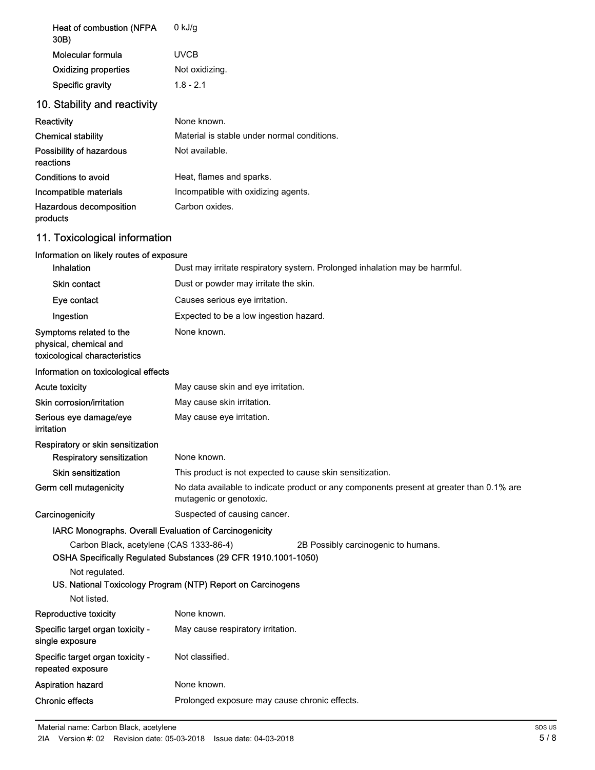| | |
|---|---|
| Heat of combustion (NFPA 30B) | 0 kJ/g |
| Molecular formula | UVCB |
| Oxidizing properties | Not oxidizing. |
| Specific gravity | 1.8 - 2.1 |

## 10. Stability and reactivity

| | |
|---|---|
| Reactivity | None known. |
| Chemical stability | Material is stable under normal conditions. |
| Possibility of hazardous reactions | Not available. |
| Conditions to avoid | Heat, flames and sparks. |
| Incompatible materials | Incompatible with oxidizing agents. |
| Hazardous decomposition products | Carbon oxides. |

## 11. Toxicological information

**Information on likely routes of exposure**

| | |
|---|---|
| Inhalation | Dust may irritate respiratory system. Prolonged inhalation may be harmful. |
| Skin contact | Dust or powder may irritate the skin. |
| Eye contact | Causes serious eye irritation. |
| Ingestion | Expected to be a low ingestion hazard. |
| Symptoms related to the physical, chemical and toxicological characteristics | None known. |

**Information on toxicological effects**

| | |
|---|---|
| Acute toxicity | May cause skin and eye irritation. |
| Skin corrosion/irritation | May cause skin irritation. |
| Serious eye damage/eye irritation | May cause eye irritation. |

**Respiratory or skin sensitization**

| | |
|---|---|
| Respiratory sensitization | None known. |
| Skin sensitization | This product is not expected to cause skin sensitization. |
| Germ cell mutagenicity | No data available to indicate product or any components present at greater than 0.1% are mutagenic or genotoxic. |
| Carcinogenicity | Suspected of causing cancer. |

**IARC Monographs. Overall Evaluation of Carcinogenicity**

Carbon Black, acetylene (CAS 1333-86-4) — 2B Possibly carcinogenic to humans.

**OSHA Specifically Regulated Substances (29 CFR 1910.1001-1050)**

Not regulated.

**US. National Toxicology Program (NTP) Report on Carcinogens**

Not listed.

| | |
|---|---|
| Reproductive toxicity | None known. |
| Specific target organ toxicity - single exposure | May cause respiratory irritation. |
| Specific target organ toxicity - repeated exposure | Not classified. |
| Aspiration hazard | None known. |
| Chronic effects | Prolonged exposure may cause chronic effects. |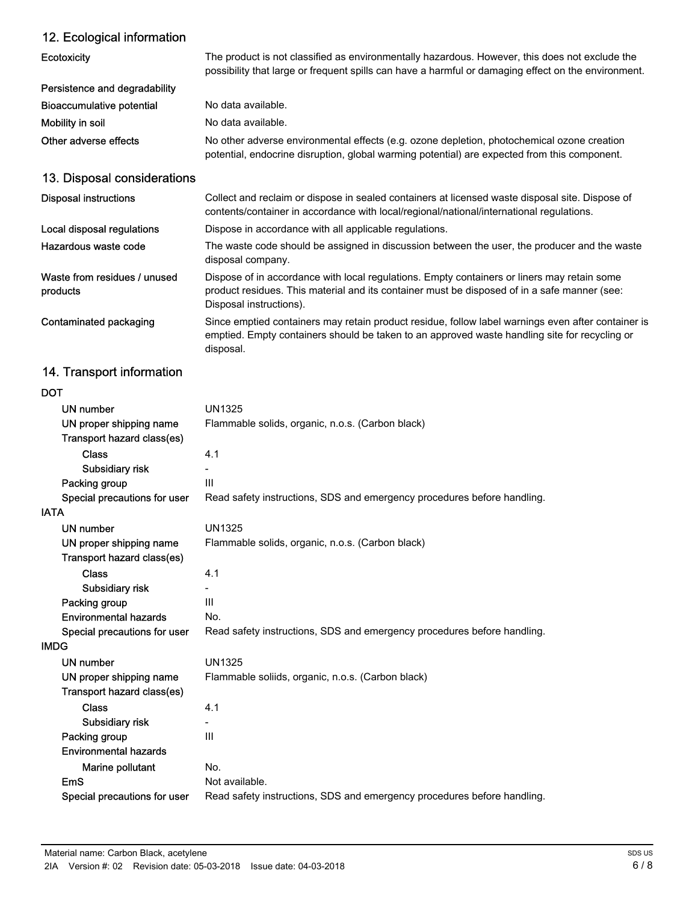## 12. Ecological information

| | |
|---|---|
| Ecotoxicity | The product is not classified as environmentally hazardous. However, this does not exclude the possibility that large or frequent spills can have a harmful or damaging effect on the environment. |
| Persistence and degradability | |
| Bioaccumulative potential | No data available. |
| Mobility in soil | No data available. |
| Other adverse effects | No other adverse environmental effects (e.g. ozone depletion, photochemical ozone creation potential, endocrine disruption, global warming potential) are expected from this component. |

## 13. Disposal considerations

| | |
|---|---|
| Disposal instructions | Collect and reclaim or dispose in sealed containers at licensed waste disposal site. Dispose of contents/container in accordance with local/regional/national/international regulations. |
| Local disposal regulations | Dispose in accordance with all applicable regulations. |
| Hazardous waste code | The waste code should be assigned in discussion between the user, the producer and the waste disposal company. |
| Waste from residues / unused products | Dispose of in accordance with local regulations. Empty containers or liners may retain some product residues. This material and its container must be disposed of in a safe manner (see: Disposal instructions). |
| Contaminated packaging | Since emptied containers may retain product residue, follow label warnings even after container is emptied. Empty containers should be taken to an approved waste handling site for recycling or disposal. |

## 14. Transport information

**DOT**

| | |
|---|---|
| UN number | UN1325 |
| UN proper shipping name | Flammable solids, organic, n.o.s. (Carbon black) |
| Transport hazard class(es) | |
| Class | 4.1 |
| Subsidiary risk | - |
| Packing group | III |
| Special precautions for user | Read safety instructions, SDS and emergency procedures before handling. |

**IATA**

| | |
|---|---|
| UN number | UN1325 |
| UN proper shipping name | Flammable solids, organic, n.o.s. (Carbon black) |
| Transport hazard class(es) | |
| Class | 4.1 |
| Subsidiary risk | - |
| Packing group | III |
| Environmental hazards | No. |
| Special precautions for user | Read safety instructions, SDS and emergency procedures before handling. |

**IMDG**

| | |
|---|---|
| UN number | UN1325 |
| UN proper shipping name | Flammable soliids, organic, n.o.s. (Carbon black) |
| Transport hazard class(es) | |
| Class | 4.1 |
| Subsidiary risk | - |
| Packing group | III |
| Environmental hazards | |
| Marine pollutant | No. |
| EmS | Not available. |
| Special precautions for user | Read safety instructions, SDS and emergency procedures before handling. |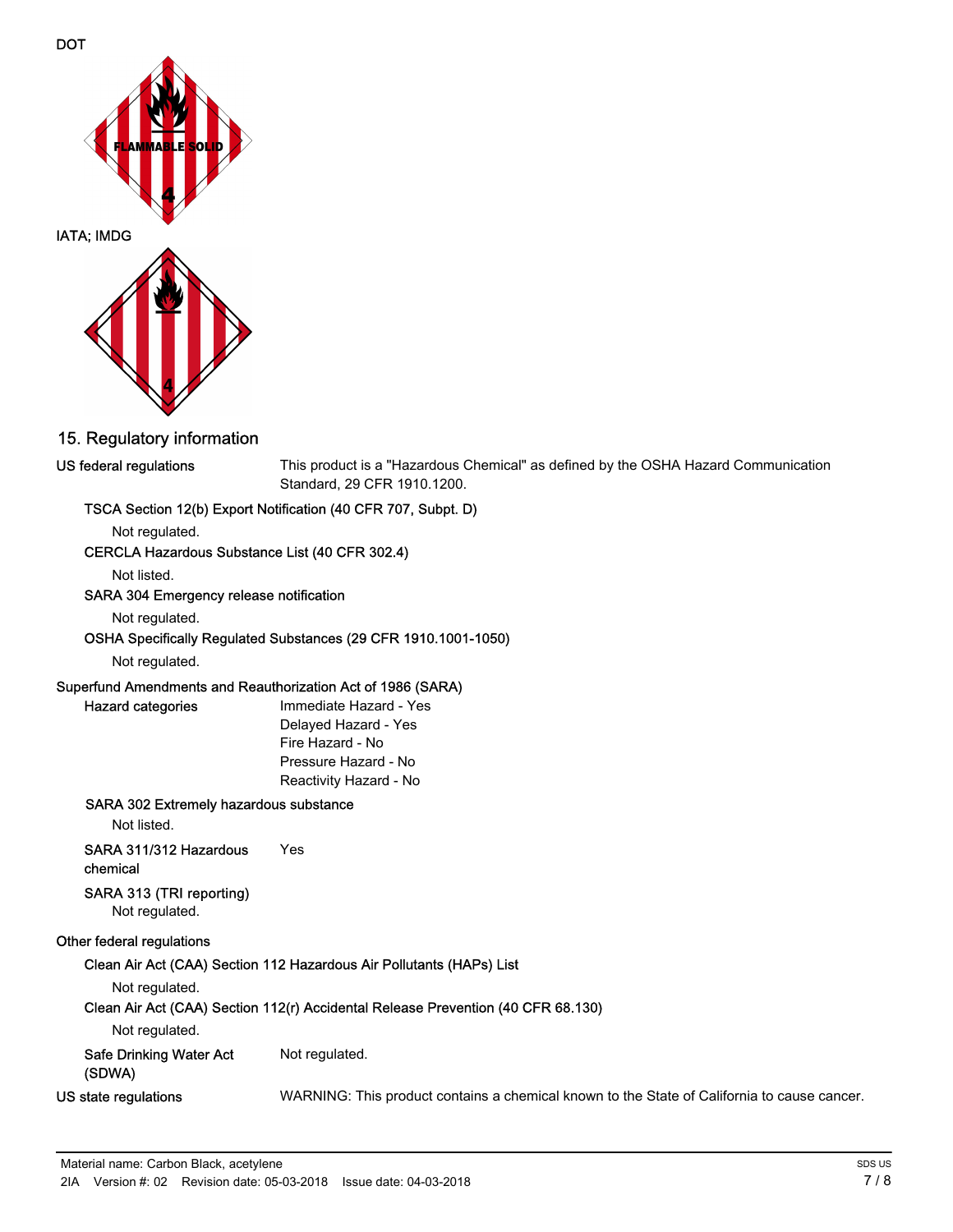DOT

IATA; IMDG

## 15. Regulatory information

**US federal regulations** This product is a "Hazardous Chemical" as defined by the OSHA Hazard Communication Standard, 29 CFR 1910.1200.

**TSCA Section 12(b) Export Notification (40 CFR 707, Subpt. D)**

Not regulated.

**CERCLA Hazardous Substance List (40 CFR 302.4)**

Not listed.

**SARA 304 Emergency release notification**

Not regulated.

**OSHA Specifically Regulated Substances (29 CFR 1910.1001-1050)**

Not regulated.

**Superfund Amendments and Reauthorization Act of 1986 (SARA)**

**Hazard categories**
Immediate Hazard - Yes
Delayed Hazard - Yes
Fire Hazard - No
Pressure Hazard - No
Reactivity Hazard - No

**SARA 302 Extremely hazardous substance**

Not listed.

**SARA 311/312 Hazardous chemical** Yes

**SARA 313 (TRI reporting)**

Not regulated.

**Other federal regulations**

**Clean Air Act (CAA) Section 112 Hazardous Air Pollutants (HAPs) List**

Not regulated.

**Clean Air Act (CAA) Section 112(r) Accidental Release Prevention (40 CFR 68.130)**

Not regulated.

**Safe Drinking Water Act (SDWA)** Not regulated.

**US state regulations** WARNING: This product contains a chemical known to the State of California to cause cancer.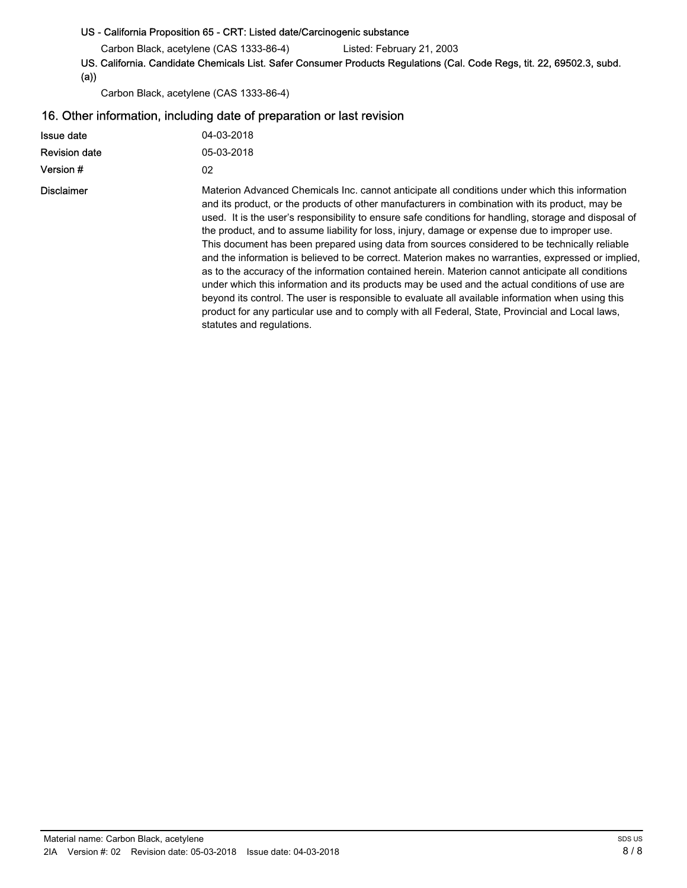**US - California Proposition 65 - CRT: Listed date/Carcinogenic substance**

Carbon Black, acetylene (CAS 1333-86-4) Listed: February 21, 2003

**US. California. Candidate Chemicals List. Safer Consumer Products Regulations (Cal. Code Regs, tit. 22, 69502.3, subd. (a))**

Carbon Black, acetylene (CAS 1333-86-4)

## 16. Other information, including date of preparation or last revision

| | |
|---|---|
| Issue date | 04-03-2018 |
| Revision date | 05-03-2018 |
| Version # | 02 |
| Disclaimer | Materion Advanced Chemicals Inc. cannot anticipate all conditions under which this information and its product, or the products of other manufacturers in combination with its product, may be used. It is the user's responsibility to ensure safe conditions for handling, storage and disposal of the product, and to assume liability for loss, injury, damage or expense due to improper use. This document has been prepared using data from sources considered to be technically reliable and the information is believed to be correct. Materion makes no warranties, expressed or implied, as to the accuracy of the information contained herein. Materion cannot anticipate all conditions under which this information and its products may be used and the actual conditions of use are beyond its control. The user is responsible to evaluate all available information when using this product for any particular use and to comply with all Federal, State, Provincial and Local laws, statutes and regulations. |